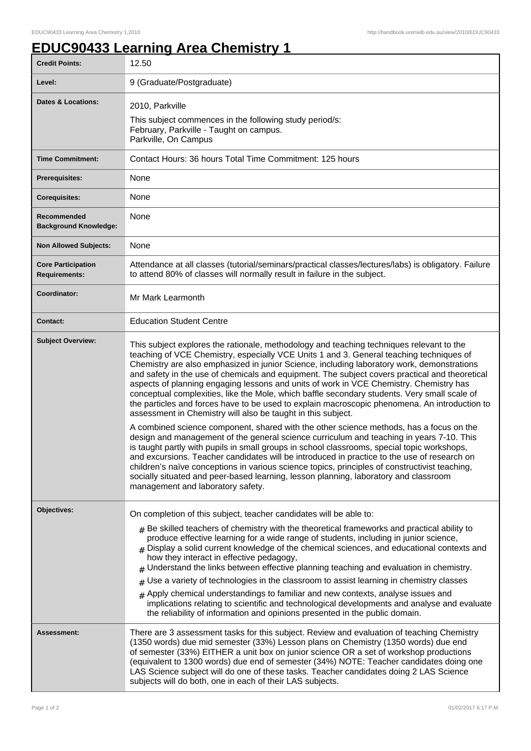# EDUC90433 Learning Area Chemistry 1

| | |
|---|---|
| **Credit Points:** | 12.50 |
| **Level:** | 9 (Graduate/Postgraduate) |
| **Dates & Locations:** | 2010, Parkville<br>This subject commences in the following study period/s:<br>February, Parkville - Taught on campus.<br>Parkville, On Campus |
| **Time Commitment:** | Contact Hours: 36 hours Total Time Commitment: 125 hours |
| **Prerequisites:** | None |
| **Corequisites:** | None |
| **Recommended Background Knowledge:** | None |
| **Non Allowed Subjects:** | None |
| **Core Participation Requirements:** | Attendance at all classes (tutorial/seminars/practical classes/lectures/labs) is obligatory. Failure to attend 80% of classes will normally result in failure in the subject. |
| **Coordinator:** | Mr Mark Learmonth |
| **Contact:** | Education Student Centre |
| **Subject Overview:** | This subject explores the rationale, methodology and teaching techniques relevant to the teaching of VCE Chemistry, especially VCE Units 1 and 3. General teaching techniques of Chemistry are also emphasized in junior Science, including laboratory work, demonstrations and safety in the use of chemicals and equipment. The subject covers practical and theoretical aspects of planning engaging lessons and units of work in VCE Chemistry. Chemistry has conceptual complexities, like the Mole, which baffle secondary students. Very small scale of the particles and forces have to be used to explain macroscopic phenomena. An introduction to assessment in Chemistry will also be taught in this subject.<br><br>A combined science component, shared with the other science methods, has a focus on the design and management of the general science curriculum and teaching in years 7-10. This is taught partly with pupils in small groups in school classrooms, special topic workshops, and excursions. Teacher candidates will be introduced in practice to the use of research on children's naïve conceptions in various science topics, principles of constructivist teaching, socially situated and peer-based learning, lesson planning, laboratory and classroom management and laboratory safety. |
| **Objectives:** | On completion of this subject, teacher candidates will be able to:<br># Be skilled teachers of chemistry with the theoretical frameworks and practical ability to produce effective learning for a wide range of students, including in junior science,<br># Display a solid current knowledge of the chemical sciences, and educational contexts and how they interact in effective pedagogy,<br># Understand the links between effective planning teaching and evaluation in chemistry.<br># Use a variety of technologies in the classroom to assist learning in chemistry classes<br># Apply chemical understandings to familiar and new contexts, analyse issues and implications relating to scientific and technological developments and analyse and evaluate the reliability of information and opinions presented in the public domain. |
| **Assessment:** | There are 3 assessment tasks for this subject. Review and evaluation of teaching Chemistry (1350 words) due mid semester (33%) Lesson plans on Chemistry (1350 words) due end of semester (33%) EITHER a unit box on junior science OR a set of workshop productions (equivalent to 1300 words) due end of semester (34%) NOTE: Teacher candidates doing one LAS Science subject will do one of these tasks. Teacher candidates doing 2 LAS Science subjects will do both, one in each of their LAS subjects. |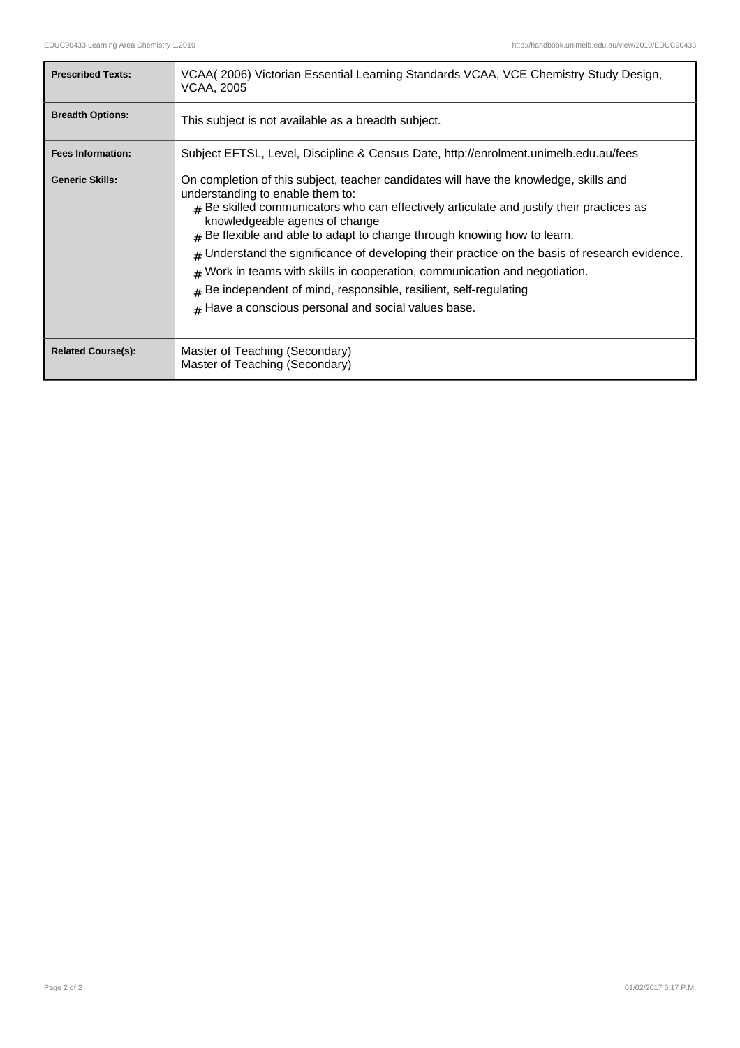| | |
|---|---|
| **Prescribed Texts:** | VCAA( 2006) Victorian Essential Learning Standards VCAA, VCE Chemistry Study Design, VCAA, 2005 |
| **Breadth Options:** | This subject is not available as a breadth subject. |
| **Fees Information:** | Subject EFTSL, Level, Discipline & Census Date, http://enrolment.unimelb.edu.au/fees |
| **Generic Skills:** | On completion of this subject, teacher candidates will have the knowledge, skills and understanding to enable them to: # Be skilled communicators who can effectively articulate and justify their practices as knowledgeable agents of change # Be flexible and able to adapt to change through knowing how to learn. # Understand the significance of developing their practice on the basis of research evidence. # Work in teams with skills in cooperation, communication and negotiation. # Be independent of mind, responsible, resilient, self-regulating # Have a conscious personal and social values base. |
| **Related Course(s):** | Master of Teaching (Secondary) Master of Teaching (Secondary) |